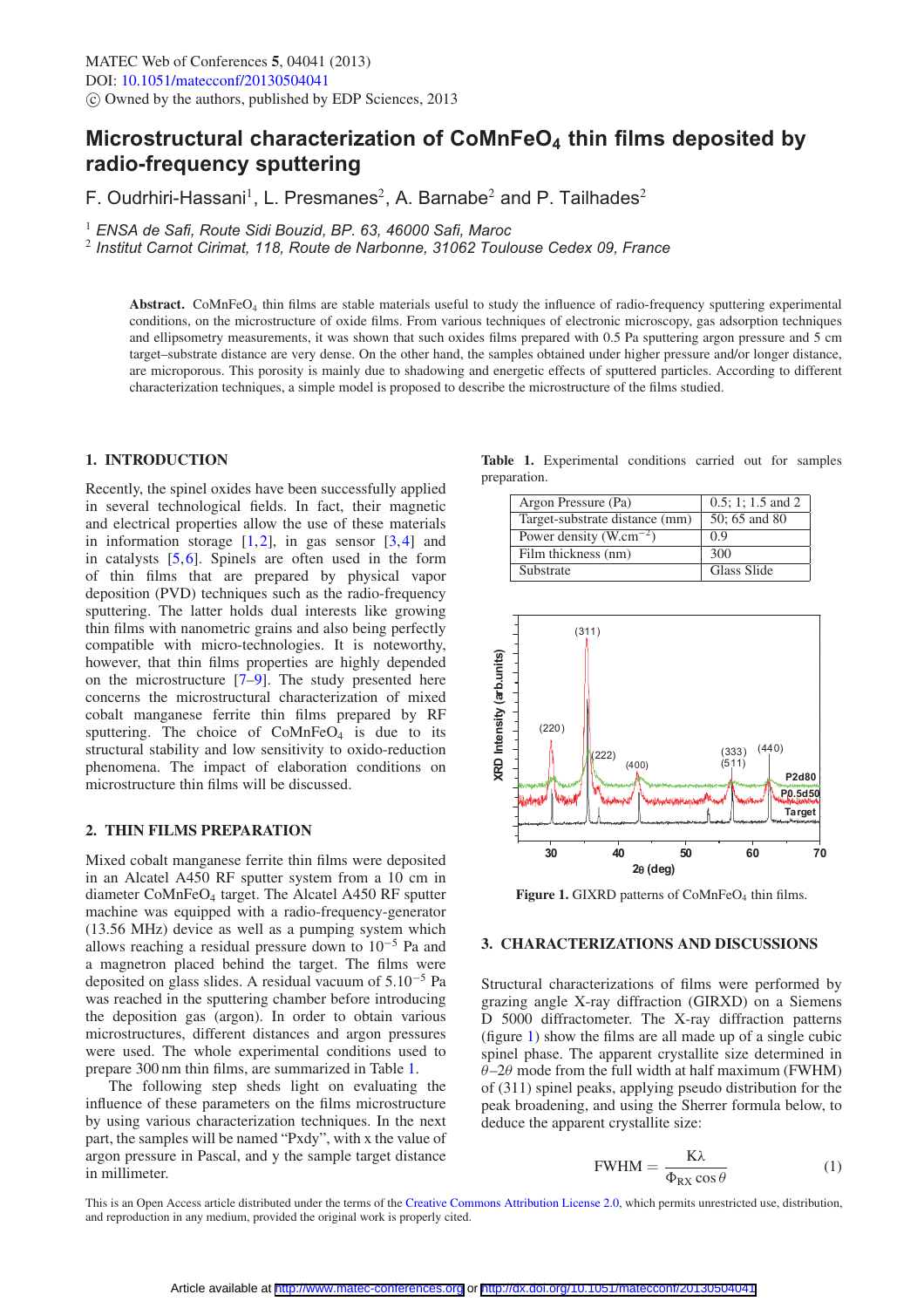# Microstructural characterization of $CoMnFeO_4$ thin films deposited by radio-frequency sputtering

F. Oudrhiri-Hassani[1], L. Presmanes[2], A. Barnabe[2] and P. Tailhades[2]

[1] *ENSA de Safi, Route Sidi Bouzid, BP. 63, 46000 Safi, Maroc*
[2] *Institut Carnot Cirimat, 118, Route de Narbonne, 31062 Toulouse Cedex 09, France*

**Abstract.** $CoMnFeO_4$ thin films are stable materials useful to study the influence of radio-frequency sputtering experimental conditions, on the microstructure of oxide films. From various techniques of electronic microscopy, gas adsorption techniques and ellipsometry measurements, it was shown that such oxides films prepared with 0.5 Pa sputtering argon pressure and 5 cm target–substrate distance are very dense. On the other hand, the samples obtained under higher pressure and/or longer distance, are microporous. This porosity is mainly due to shadowing and energetic effects of sputtered particles. According to different characterization techniques, a simple model is proposed to describe the microstructure of the films studied.

## 1. INTRODUCTION

Recently, the spinel oxides have been successfully applied in several technological fields. In fact, their magnetic and electrical properties allow the use of these materials in information storage [1,2], in gas sensor [3,4] and in catalysts [5,6]. Spinels are often used in the form of thin films that are prepared by physical vapor deposition (PVD) techniques such as the radio-frequency sputtering. The latter holds dual interests like growing thin films with nanometric grains and also being perfectly compatible with micro-technologies. It is noteworthy, however, that thin films properties are highly depended on the microstructure [7–9]. The study presented here concerns the microstructural characterization of mixed cobalt manganese ferrite thin films prepared by RF sputtering. The choice of $CoMnFeO_4$ is due to its structural stability and low sensitivity to oxido-reduction phenomena. The impact of elaboration conditions on microstructure thin films will be discussed.

## 2. THIN FILMS PREPARATION

Mixed cobalt manganese ferrite thin films were deposited in an Alcatel A450 RF sputter system from a 10 cm in diameter $CoMnFeO_4$ target. The Alcatel A450 RF sputter machine was equipped with a radio-frequency-generator (13.56 MHz) device as well as a pumping system which allows reaching a residual pressure down to $10^{-5}$ Pa and a magnetron placed behind the target. The films were deposited on glass slides. A residual vacuum of $5.10^{-5}$ Pa was reached in the sputtering chamber before introducing the deposition gas (argon). In order to obtain various microstructures, different distances and argon pressures were used. The whole experimental conditions used to prepare 300 nm thin films, are summarized in Table 1.

The following step sheds light on evaluating the influence of these parameters on the films microstructure by using various characterization techniques. In the next part, the samples will be named "Pxdy", with x the value of argon pressure in Pascal, and y the sample target distance in millimeter.

**Table 1.** Experimental conditions carried out for samples preparation.

| Argon Pressure (Pa) | 0.5; 1; 1.5 and 2 |
|---|---|
| Target-substrate distance (mm) | 50; 65 and 80 |
| Power density (W.cm$^{-2}$) | 0.9 |
| Film thickness (nm) | 300 |
| Substrate | Glass Slide |

**Figure 1.** GIXRD patterns of $CoMnFeO_4$ thin films.

## 3. CHARACTERIZATIONS AND DISCUSSIONS

Structural characterizations of films were performed by grazing angle X-ray diffraction (GIRXD) on a Siemens D 5000 diffractometer. The X-ray diffraction patterns (figure 1) show the films are all made up of a single cubic spinel phase. The apparent crystallite size determined in $\theta$–$2\theta$ mode from the full width at half maximum (FWHM) of (311) spinel peaks, applying pseudo distribution for the peak broadening, and using the Sherrer formula below, to deduce the apparent crystallite size:

$$\mathrm{FWHM} = \frac{K\lambda}{\Phi_{RX}\cos\theta} \tag{1}$$

This is an Open Access article distributed under the terms of the Creative Commons Attribution License 2.0, which permits unrestricted use, distribution, and reproduction in any medium, provided the original work is properly cited.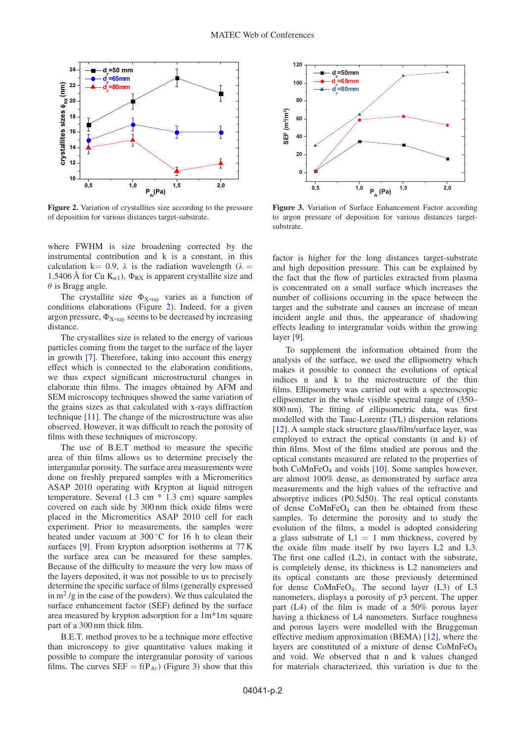Figure 2. Variation of crystallites size according to the pressure of deposition for various distances target-substrate.

Figure 3. Variation of Surface Enhancement Factor according to argon pressure of deposition for various distances target-substrate.

where FWHM is size broadening corrected by the instrumental contribution and k is a constant, in this calculation k= 0.9, $\lambda$ is the radiation wavelength ($\lambda$ = 1.5406 Å for Cu $K_{\alpha 1}$), $\Phi_{RX}$ is apparent crystallite size and $\theta$ is Bragg angle.

The crystallite size $\Phi_{X\text{-ray}}$ varies as a function of conditions elaborations (Figure 2). Indeed, for a given argon pressure, $\Phi_{X\text{-ray}}$ seems to be decreased by increasing distance.

The crystallites size is related to the energy of various particles coming from the target to the surface of the layer in growth [7]. Therefore, taking into account this energy effect which is connected to the elaboration conditions, we thus expect significant microstructural changes in elaborate thin films. The images obtained by AFM and SEM microscopy techniques showed the same variation of the grains sizes as that calculated with x-rays diffraction technique [11]. The change of the microstructure was also observed. However, it was difficult to reach the porosity of films with these techniques of microscopy.

The use of B.E.T method to measure the specific area of thin films allows us to determine precisely the interganular porosity. The surface area measurements were done on freshly prepared samples with a Micromeritics ASAP 2010 operating with Krypton at liquid nitrogen temperature. Several (1.3 cm * 1.3 cm) square samples covered on each side by 300 nm thick oxide films were placed in the Micromeritics ASAP 2010 cell for each experiment. Prior to measurements, the samples were heated under vacuum at 300 °C for 16 h to clean their surfaces [9]. From krypton adsorption isotherms at 77 K the surface area can be measured for these samples. Because of the difficulty to measure the very low mass of the layers deposited, it was not possible to us to precisely determine the specific surface of films (generally expressed in $m^2$ /g in the case of the powders). We thus calculated the surface enhancement factor (SEF) defined by the surface area measured by krypton adsorption for a 1m*1m square part of a 300 nm thick film.

B.E.T. method proves to be a technique more effective than microscopy to give quantitative values making it possible to compare the intergranular porosity of various films. The curves SEF = f($P_{Ar}$) (Figure 3) show that this factor is higher for the long distances target-substrate and high deposition pressure. This can be explained by the fact that the flow of particles extracted from plasma is concentrated on a small surface which increases the number of collisions occurring in the space between the target and the substrate and causes an increase of mean incident angle and thus, the appearance of shadowing effects leading to intergranular voids within the growing layer [9].

To supplement the information obtained from the analysis of the surface, we used the ellipsometry which makes it possible to connect the evolutions of optical indices n and k to the microstructure of the thin films. Ellipsometry was carried out with a spectroscopic ellipsometer in the whole visible spectral range of (350–800 nm). The fitting of ellipsometric data, was first modelled with the Tauc-Lorentz (TL) dispersion relations [12]. A sample stack structure glass/film/surface layer, was employed to extract the optical constants (n and k) of thin films. Most of the films studied are porous and the optical constants measured are related to the properties of both $CoMnFeO_4$ and voids [10]. Some samples however, are almost 100% dense, as demonstrated by surface area measurements and the high values of the refractive and absorptive indices (P0.5d50). The real optical constants of dense $CoMnFeO_4$ can then be obtained from these samples. To determine the porosity and to study the evolution of the films, a model is adopted considering a glass substrate of L1 = 1 mm thickness, covered by the oxide film made itself by two layers L2 and L3. The first one called (L2), in contact with the substrate, is completely dense, its thickness is L2 nanometers and its optical constants are those previously determined for dense $CoMnFeO_4$. The second layer (L3) of L3 nanometers, displays a porosity of p3 percent. The upper part (L4) of the film is made of a 50% porous layer having a thickness of L4 nanometers. Surface roughness and porous layers were modelled with the Bruggeman effective medium approximation (BEMA) [12], where the layers are constituted of a mixture of dense $CoMnFeO_4$ and void. We observed that n and k values changed for materials characterized, this variation is due to the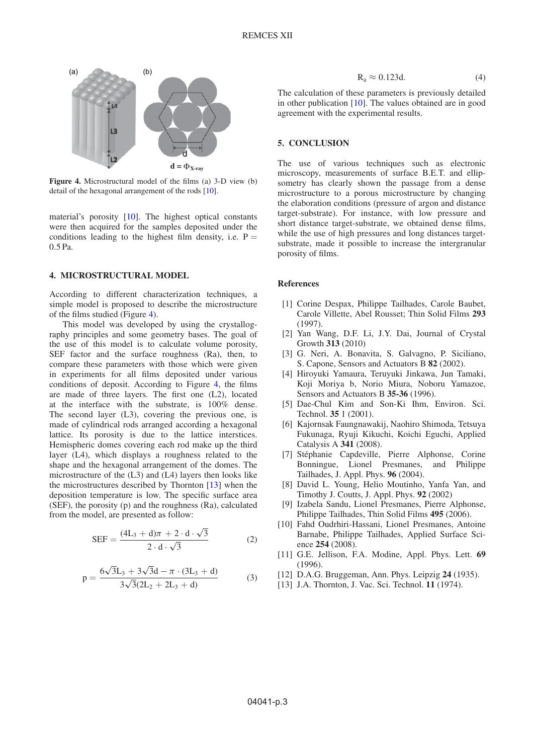(a) (b)

L4

L3

L2

d

$d = \Phi_{X\text{-ray}}$

**Figure 4.** Microstructural model of the films (a) 3-D view (b) detail of the hexagonal arrangement of the rods [10].

material's porosity [10]. The highest optical constants were then acquired for the samples deposited under the conditions leading to the highest film density, i.e. P = 0.5 Pa.

## 4. MICROSTRUCTURAL MODEL

According to different characterization techniques, a simple model is proposed to describe the microstructure of the films studied (Figure 4).

This model was developed by using the crystallography principles and some geometry bases. The goal of the use of this model is to calculate volume porosity, SEF factor and the surface roughness (Ra), then, to compare these parameters with those which were given in experiments for all films deposited under various conditions of deposit. According to Figure 4, the films are made of three layers. The first one (L2), located at the interface with the substrate, is 100% dense. The second layer (L3), covering the previous one, is made of cylindrical rods arranged according a hexagonal lattice. Its porosity is due to the lattice interstices. Hemispheric domes covering each rod make up the third layer (L4), which displays a roughness related to the shape and the hexagonal arrangement of the domes. The microstructure of the (L3) and (L4) layers then looks like the microstructures described by Thornton [13] when the deposition temperature is low. The specific surface area (SEF), the porosity (p) and the roughness (Ra), calculated from the model, are presented as follow:

$$\mathrm{SEF} = \frac{(4L_3 + d)\pi + 2 \cdot d \cdot \sqrt{3}}{2 \cdot d \cdot \sqrt{3}} \tag{2}$$

$$p = \frac{6\sqrt{3}L_3 + 3\sqrt{3}d - \pi \cdot (3L_3 + d)}{3\sqrt{3}(2L_2 + 2L_3 + d)} \tag{3}$$

$$R_a \approx 0.123d. \tag{4}$$

The calculation of these parameters is previously detailed in other publication [10]. The values obtained are in good agreement with the experimental results.

## 5. CONCLUSION

The use of various techniques such as electronic microscopy, measurements of surface B.E.T. and ellipsometry has clearly shown the passage from a dense microstructure to a porous microstructure by changing the elaboration conditions (pressure of argon and distance target-substrate). For instance, with low pressure and short distance target-substrate, we obtained dense films, while the use of high pressures and long distances target-substrate, made it possible to increase the intergranular porosity of films.

## References

[1] Corine Despax, Philippe Tailhades, Carole Baubet, Carole Villette, Abel Rousset; Thin Solid Films **293** (1997).

[2] Yan Wang, D.F. Li, J.Y. Dai, Journal of Crystal Growth **313** (2010)

[3] G. Neri, A. Bonavita, S. Galvagno, P. Siciliano, S. Capone, Sensors and Actuators B **82** (2002).

[4] Hiroyuki Yamaura, Teruyuki Jinkawa, Jun Tamaki, Koji Moriya b, Norio Miura, Noboru Yamazoe, Sensors and Actuators B **35-36** (1996).

[5] Dae-Chul Kim and Son-Ki Ihm, Environ. Sci. Technol. **35** 1 (2001).

[6] Kajornsak Faungnawakij, Naohiro Shimoda, Tetsuya Fukunaga, Ryuji Kikuchi, Koichi Eguchi, Applied Catalysis A **341** (2008).

[7] Stéphanie Capdeville, Pierre Alphonse, Corine Bonningue, Lionel Presmanes, and Philippe Tailhades, J. Appl. Phys. **96** (2004).

[8] David L. Young, Helio Moutinho, Yanfa Yan, and Timothy J. Coutts, J. Appl. Phys. **92** (2002)

[9] Izabela Sandu, Lionel Presmanes, Pierre Alphonse, Philippe Tailhades, Thin Solid Films **495** (2006).

[10] Fahd Oudrhiri-Hassani, Lionel Presmanes, Antoine Barnabe, Philippe Tailhades, Applied Surface Science **254** (2008).

[11] G.E. Jellison, F.A. Modine, Appl. Phys. Lett. **69** (1996).

[12] D.A.G. Bruggeman, Ann. Phys. Leipzig **24** (1935).

[13] J.A. Thornton, J. Vac. Sci. Technol. **11** (1974).